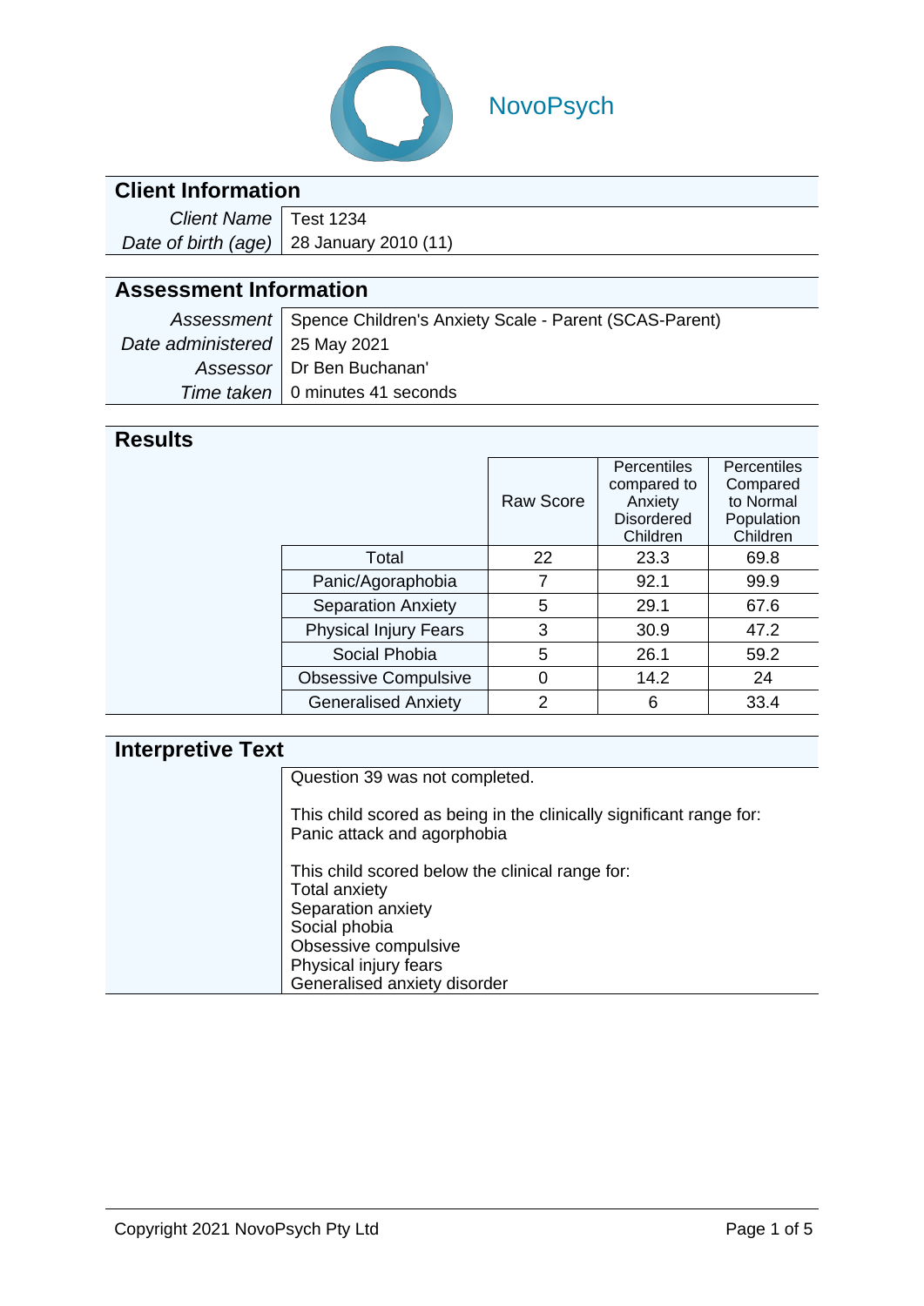NovoPsych

## Client Information

| | |
|---|---|
| *Client Name* | Test 1234 |
| *Date of birth (age)* | 28 January 2010 (11) |

## Assessment Information

| | |
|---|---|
| *Assessment* | Spence Children's Anxiety Scale - Parent (SCAS-Parent) |
| *Date administered* | 25 May 2021 |
| *Assessor* | Dr Ben Buchanan' |
| *Time taken* | 0 minutes 41 seconds |

## Results

| | Raw Score | Percentiles compared to Anxiety Disordered Children | Percentiles Compared to Normal Population Children |
|---|---|---|---|
| Total | 22 | 23.3 | 69.8 |
| Panic/Agoraphobia | 7 | 92.1 | 99.9 |
| Separation Anxiety | 5 | 29.1 | 67.6 |
| Physical Injury Fears | 3 | 30.9 | 47.2 |
| Social Phobia | 5 | 26.1 | 59.2 |
| Obsessive Compulsive | 0 | 14.2 | 24 |
| Generalised Anxiety | 2 | 6 | 33.4 |

## Interpretive Text

Question 39 was not completed.

This child scored as being in the clinically significant range for:
Panic attack and agorphobia

This child scored below the clinical range for:
Total anxiety
Separation anxiety
Social phobia
Obsessive compulsive
Physical injury fears
Generalised anxiety disorder

Copyright 2021 NovoPsych Pty Ltd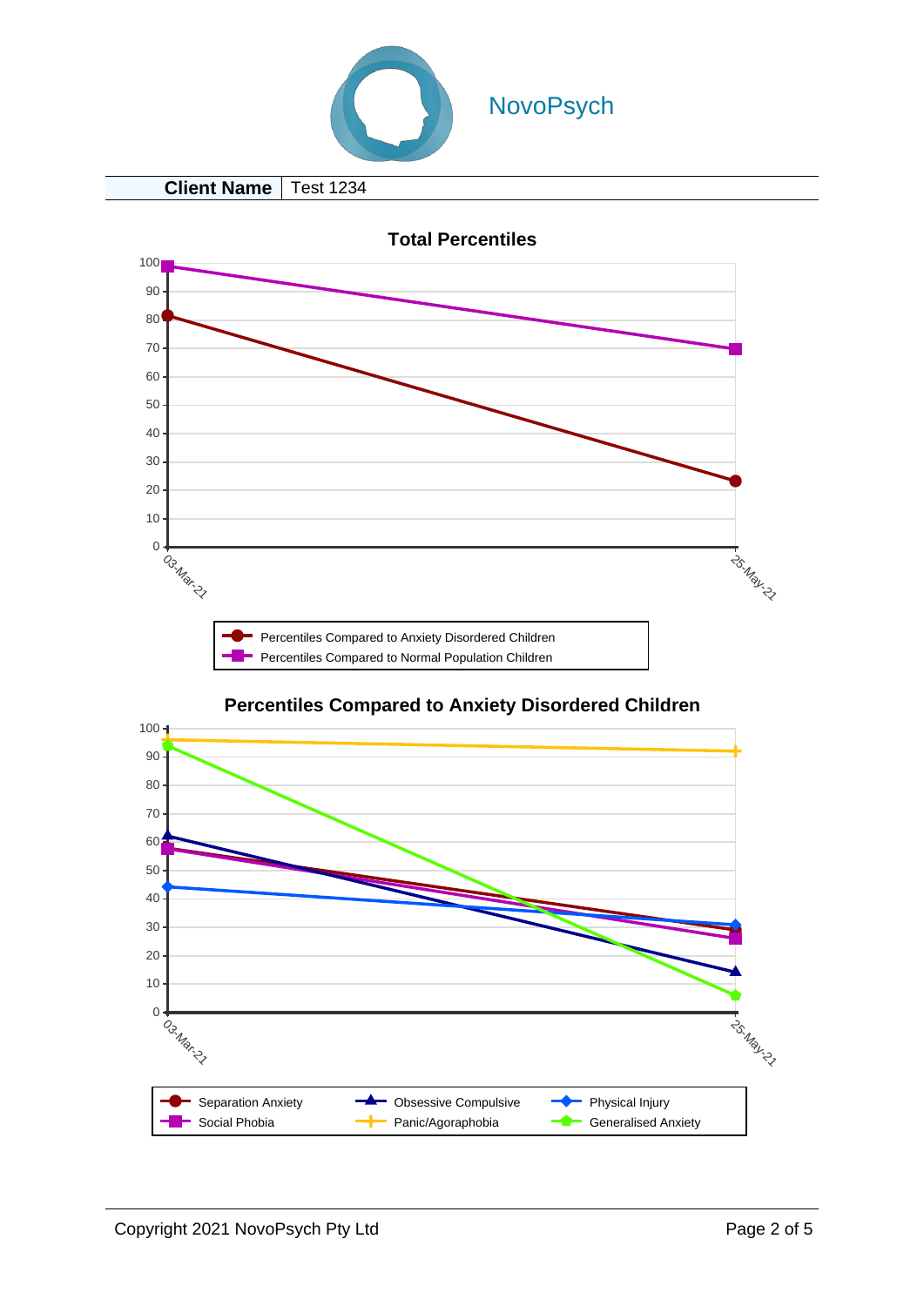NovoPsych

| Client Name | Test 1234 |
|---|---|

## Total Percentiles

100
90
80
70
60
50
40
30
20
10
0

03-Mar-21 25-May-21

Percentiles Compared to Anxiety Disordered Children
Percentiles Compared to Normal Population Children

## Percentiles Compared to Anxiety Disordered Children

100
90
80
70
60
50
40
30
20
10
0

03-Mar-21 25-May-21

Separation Anxiety
Obsessive Compulsive
Physical Injury
Social Phobia
Panic/Agoraphobia
Generalised Anxiety

Copyright 2021 NovoPsych Pty Ltd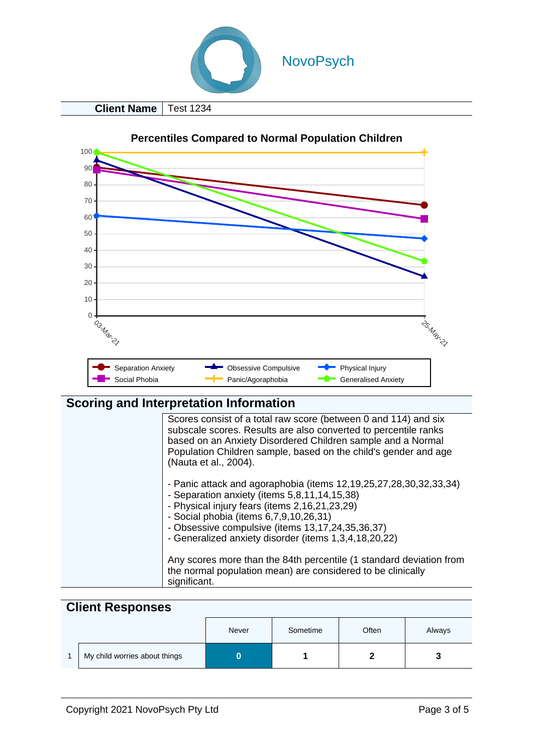NovoPsych

| Client Name | Test 1234 |
|---|---|

**Percentiles Compared to Normal Population Children**

## Scoring and Interpretation Information

Scores consist of a total raw score (between 0 and 114) and six subscale scores. Results are also converted to percentile ranks based on an Anxiety Disordered Children sample and a Normal Population Children sample, based on the child's gender and age (Nauta et al., 2004).

- Panic attack and agoraphobia (items 12,19,25,27,28,30,32,33,34)
- Separation anxiety (items 5,8,11,14,15,38)
- Physical injury fears (items 2,16,21,23,29)
- Social phobia (items 6,7,9,10,26,31)
- Obsessive compulsive (items 13,17,24,35,36,37)
- Generalized anxiety disorder (items 1,3,4,18,20,22)

Any scores more than the 84th percentile (1 standard deviation from the normal population mean) are considered to be clinically significant.

## Client Responses

| | | Never | Sometime | Often | Always |
|---|---|---|---|---|---|
| 1 | My child worries about things | **0** | **1** | **2** | **3** |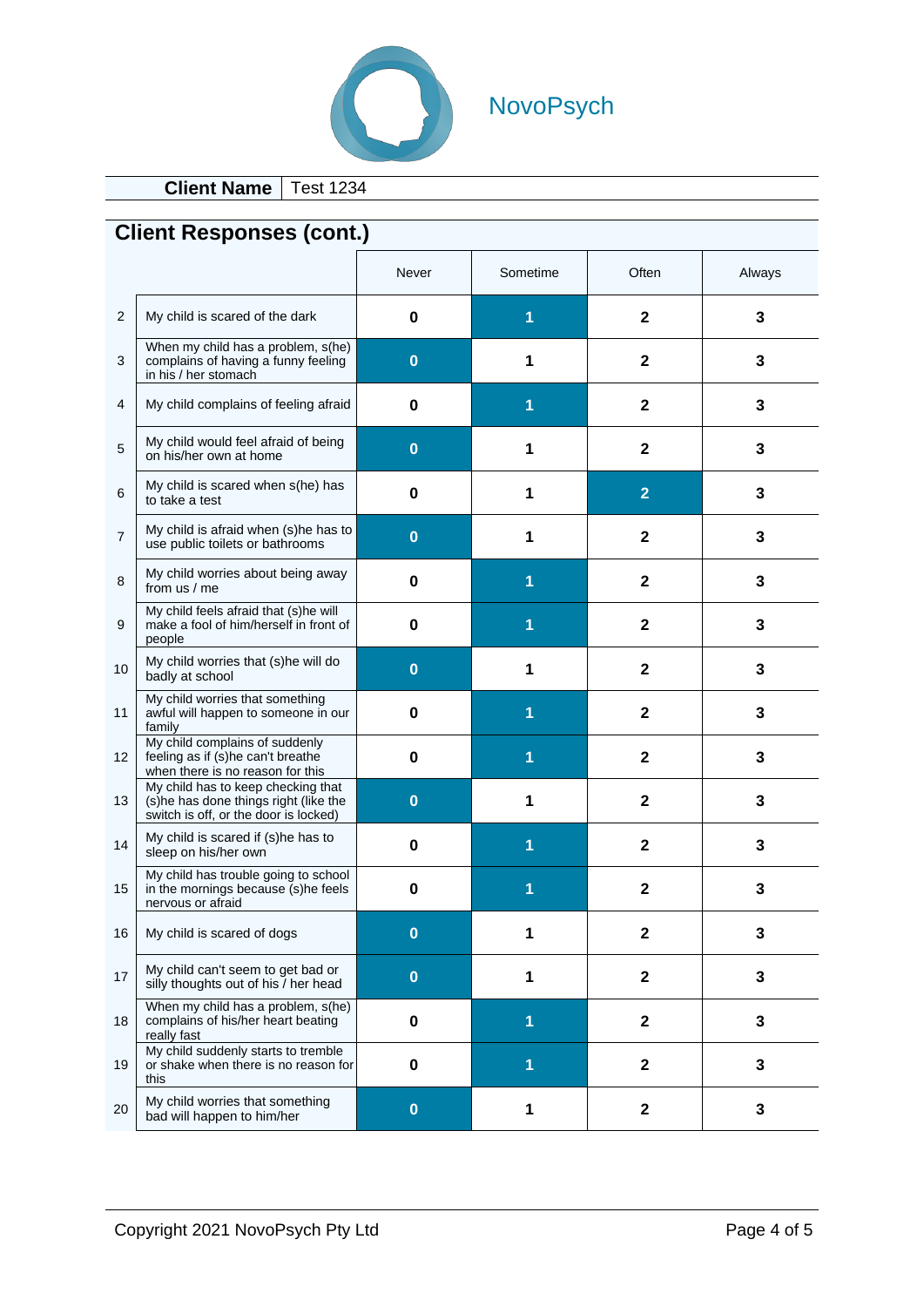NovoPsych

**Client Name** | Test 1234

## Client Responses (cont.)

The selected response for each item is shown in bold.

| # | Item | Never | Sometime | Often | Always |
|---|---|---|---|---|---|
| 2 | My child is scared of the dark | 0 | **1** | 2 | 3 |
| 3 | When my child has a problem, s(he) complains of having a funny feeling in his / her stomach | **0** | 1 | 2 | 3 |
| 4 | My child complains of feeling afraid | 0 | **1** | 2 | 3 |
| 5 | My child would feel afraid of being on his/her own at home | **0** | 1 | 2 | 3 |
| 6 | My child is scared when s(he) has to take a test | 0 | 1 | **2** | 3 |
| 7 | My child is afraid when (s)he has to use public toilets or bathrooms | **0** | 1 | 2 | 3 |
| 8 | My child worries about being away from us / me | 0 | **1** | 2 | 3 |
| 9 | My child feels afraid that (s)he will make a fool of him/herself in front of people | 0 | **1** | 2 | 3 |
| 10 | My child worries that (s)he will do badly at school | **0** | 1 | 2 | 3 |
| 11 | My child worries that something awful will happen to someone in our family | 0 | **1** | 2 | 3 |
| 12 | My child complains of suddenly feeling as if (s)he can't breathe when there is no reason for this | 0 | **1** | 2 | 3 |
| 13 | My child has to keep checking that (s)he has done things right (like the switch is off, or the door is locked) | **0** | 1 | 2 | 3 |
| 14 | My child is scared if (s)he has to sleep on his/her own | 0 | **1** | 2 | 3 |
| 15 | My child has trouble going to school in the mornings because (s)he feels nervous or afraid | 0 | **1** | 2 | 3 |
| 16 | My child is scared of dogs | **0** | 1 | 2 | 3 |
| 17 | My child can't seem to get bad or silly thoughts out of his / her head | **0** | 1 | 2 | 3 |
| 18 | When my child has a problem, s(he) complains of his/her heart beating really fast | 0 | **1** | 2 | 3 |
| 19 | My child suddenly starts to tremble or shake when there is no reason for this | 0 | **1** | 2 | 3 |
| 20 | My child worries that something bad will happen to him/her | **0** | 1 | 2 | 3 |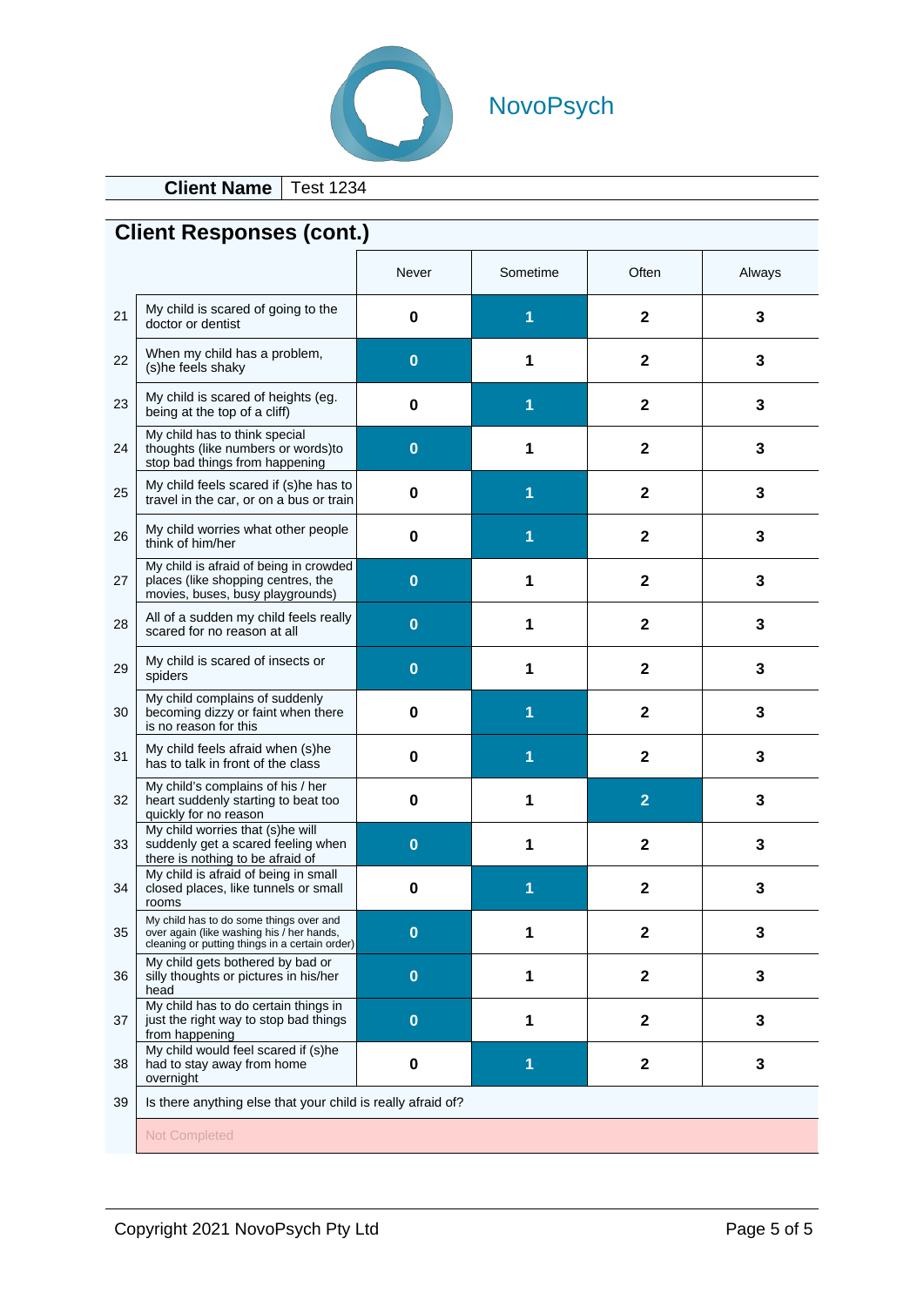NovoPsych

| Client Name | Test 1234 |
|---|---|

## Client Responses (cont.)

| | | Never | Sometime | Often | Always |
|---|---|---|---|---|---|
| 21 | My child is scared of going to the doctor or dentist | 0 | **1** | 2 | 3 |
| 22 | When my child has a problem, (s)he feels shaky | **0** | 1 | 2 | 3 |
| 23 | My child is scared of heights (eg. being at the top of a cliff) | 0 | **1** | 2 | 3 |
| 24 | My child has to think special thoughts (like numbers or words)to stop bad things from happening | **0** | 1 | 2 | 3 |
| 25 | My child feels scared if (s)he has to travel in the car, or on a bus or train | 0 | **1** | 2 | 3 |
| 26 | My child worries what other people think of him/her | 0 | **1** | 2 | 3 |
| 27 | My child is afraid of being in crowded places (like shopping centres, the movies, buses, busy playgrounds) | **0** | 1 | 2 | 3 |
| 28 | All of a sudden my child feels really scared for no reason at all | **0** | 1 | 2 | 3 |
| 29 | My child is scared of insects or spiders | **0** | 1 | 2 | 3 |
| 30 | My child complains of suddenly becoming dizzy or faint when there is no reason for this | 0 | **1** | 2 | 3 |
| 31 | My child feels afraid when (s)he has to talk in front of the class | 0 | **1** | 2 | 3 |
| 32 | My child's complains of his / her heart suddenly starting to beat too quickly for no reason | 0 | 1 | **2** | 3 |
| 33 | My child worries that (s)he will suddenly get a scared feeling when there is nothing to be afraid of | **0** | 1 | 2 | 3 |
| 34 | My child is afraid of being in small closed places, like tunnels or small rooms | 0 | **1** | 2 | 3 |
| 35 | My child has to do some things over and over again (like washing his / her hands, cleaning or putting things in a certain order) | **0** | 1 | 2 | 3 |
| 36 | My child gets bothered by bad or silly thoughts or pictures in his/her head | **0** | 1 | 2 | 3 |
| 37 | My child has to do certain things in just the right way to stop bad things from happening | **0** | 1 | 2 | 3 |
| 38 | My child would feel scared if (s)he had to stay away from home overnight | 0 | **1** | 2 | 3 |

39 Is there anything else that your child is really afraid of?

Not Completed

Copyright 2021 NovoPsych Pty Ltd